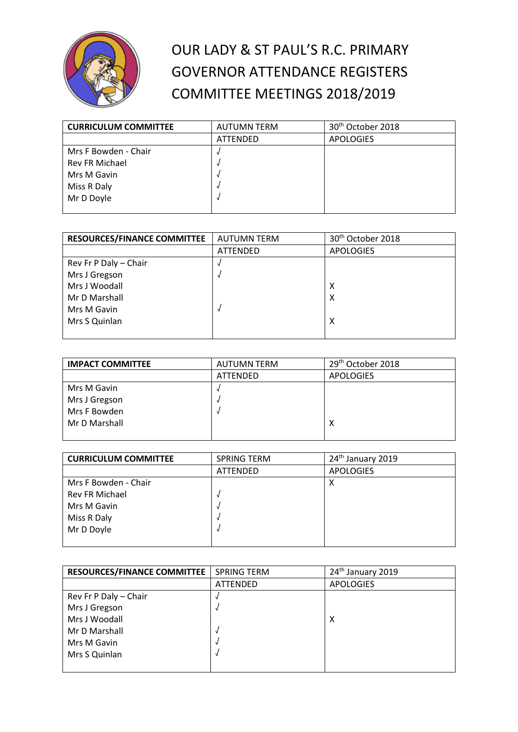# OUR LADY & ST PAUL'S R.C. PRIMARY GOVERNOR ATTENDANCE REGISTERS COMMITTEE MEETINGS 2018/2019

| **CURRICULUM COMMITTEE** | AUTUMN TERM | 30th October 2018 |
|---|---|---|
| | ATTENDED | APOLOGIES |
| Mrs F Bowden - Chair | √ | |
| Rev FR Michael | √ | |
| Mrs M Gavin | √ | |
| Miss R Daly | √ | |
| Mr D Doyle | √ | |

| **RESOURCES/FINANCE COMMITTEE** | AUTUMN TERM | 30th October 2018 |
|---|---|---|
| | ATTENDED | APOLOGIES |
| Rev Fr P Daly – Chair | √ | |
| Mrs J Gregson | √ | |
| Mrs J Woodall | | X |
| Mr D Marshall | | X |
| Mrs M Gavin | √ | |
| Mrs S Quinlan | | X |

| **IMPACT COMMITTEE** | AUTUMN TERM | 29th October 2018 |
|---|---|---|
| | ATTENDED | APOLOGIES |
| Mrs M Gavin | √ | |
| Mrs J Gregson | √ | |
| Mrs F Bowden | √ | |
| Mr D Marshall | | X |

| **CURRICULUM COMMITTEE** | SPRING TERM | 24th January 2019 |
|---|---|---|
| | ATTENDED | APOLOGIES |
| Mrs F Bowden - Chair | | X |
| Rev FR Michael | √ | |
| Mrs M Gavin | √ | |
| Miss R Daly | √ | |
| Mr D Doyle | √ | |

| **RESOURCES/FINANCE COMMITTEE** | SPRING TERM | 24th January 2019 |
|---|---|---|
| | ATTENDED | APOLOGIES |
| Rev Fr P Daly – Chair | √ | |
| Mrs J Gregson | √ | |
| Mrs J Woodall | | X |
| Mr D Marshall | √ | |
| Mrs M Gavin | √ | |
| Mrs S Quinlan | √ | |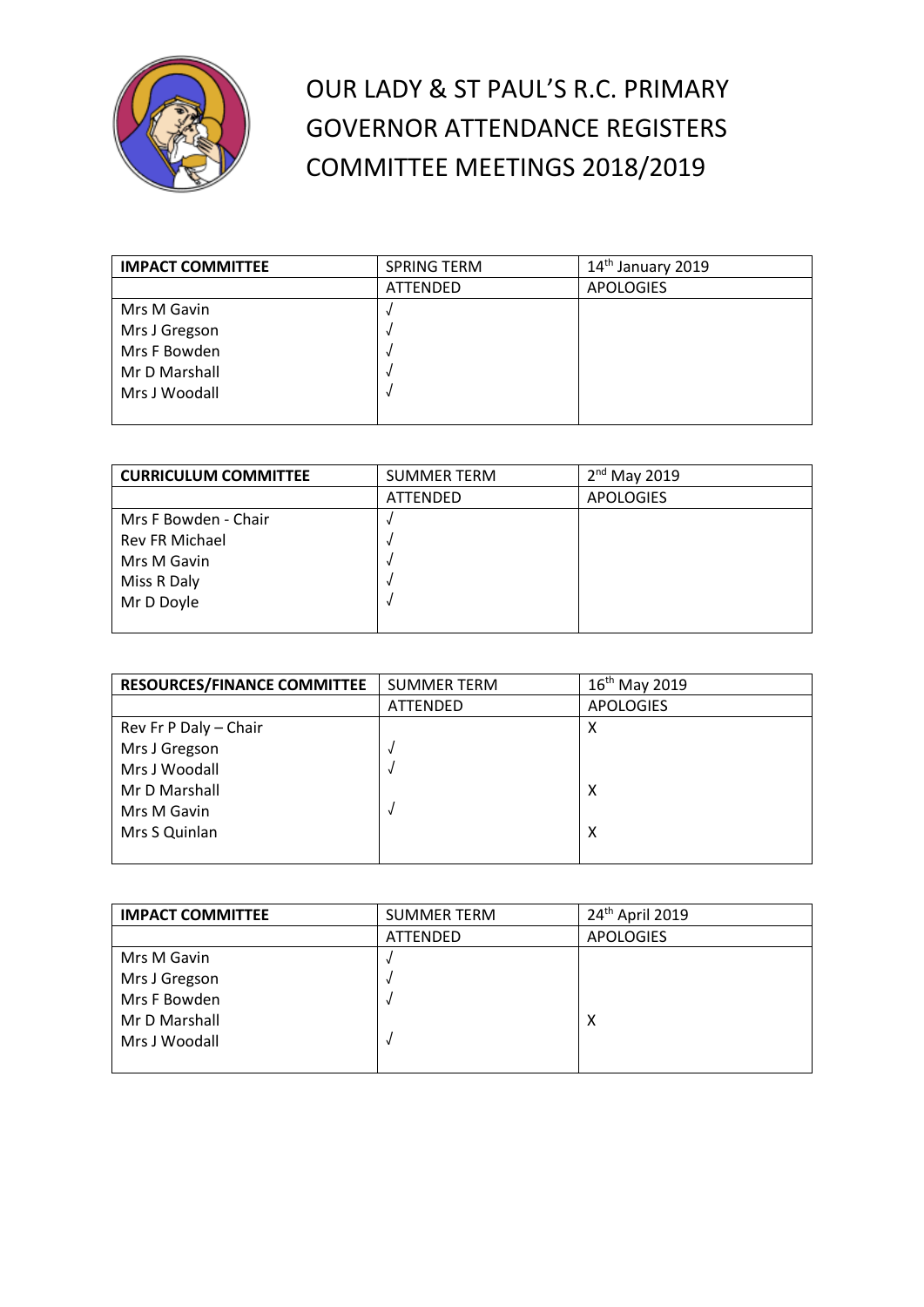# OUR LADY & ST PAUL'S R.C. PRIMARY GOVERNOR ATTENDANCE REGISTERS COMMITTEE MEETINGS 2018/2019

| **IMPACT COMMITTEE** | SPRING TERM | 14th January 2019 |
|---|---|---|
| | ATTENDED | APOLOGIES |
| Mrs M Gavin | √ | |
| Mrs J Gregson | √ | |
| Mrs F Bowden | √ | |
| Mr D Marshall | √ | |
| Mrs J Woodall | √ | |

| **CURRICULUM COMMITTEE** | SUMMER TERM | 2nd May 2019 |
|---|---|---|
| | ATTENDED | APOLOGIES |
| Mrs F Bowden - Chair | √ | |
| Rev FR Michael | √ | |
| Mrs M Gavin | √ | |
| Miss R Daly | √ | |
| Mr D Doyle | √ | |

| **RESOURCES/FINANCE COMMITTEE** | SUMMER TERM | 16th May 2019 |
|---|---|---|
| | ATTENDED | APOLOGIES |
| Rev Fr P Daly – Chair | | X |
| Mrs J Gregson | √ | |
| Mrs J Woodall | √ | |
| Mr D Marshall | | X |
| Mrs M Gavin | √ | |
| Mrs S Quinlan | | X |

| **IMPACT COMMITTEE** | SUMMER TERM | 24th April 2019 |
|---|---|---|
| | ATTENDED | APOLOGIES |
| Mrs M Gavin | √ | |
| Mrs J Gregson | √ | |
| Mrs F Bowden | √ | |
| Mr D Marshall | | X |
| Mrs J Woodall | √ | |